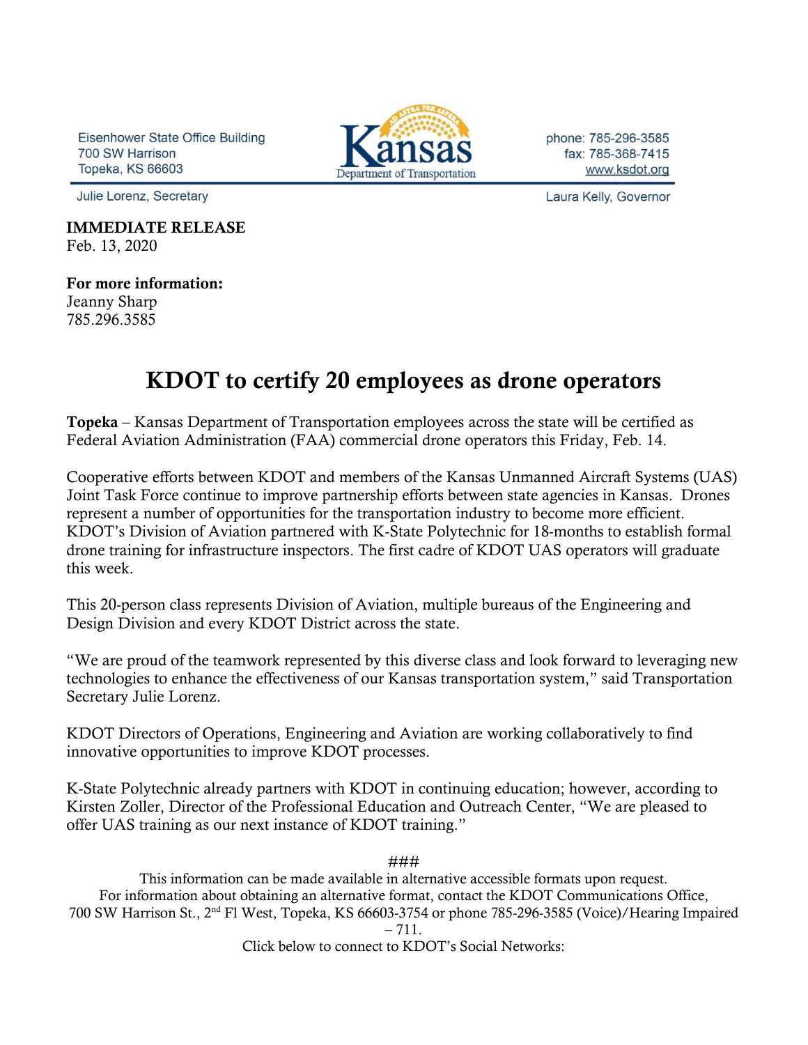Eisenhower State Office Building
700 SW Harrison
Topeka, KS 66603

Kansas Department of Transportation

phone: 785-296-3585
fax: 785-368-7415
www.ksdot.org

Julie Lorenz, Secretary

Laura Kelly, Governor

**IMMEDIATE RELEASE**
Feb. 13, 2020

**For more information:**
Jeanny Sharp
785.296.3585

# KDOT to certify 20 employees as drone operators

**Topeka** – Kansas Department of Transportation employees across the state will be certified as Federal Aviation Administration (FAA) commercial drone operators this Friday, Feb. 14.

Cooperative efforts between KDOT and members of the Kansas Unmanned Aircraft Systems (UAS) Joint Task Force continue to improve partnership efforts between state agencies in Kansas. Drones represent a number of opportunities for the transportation industry to become more efficient. KDOT's Division of Aviation partnered with K-State Polytechnic for 18-months to establish formal drone training for infrastructure inspectors. The first cadre of KDOT UAS operators will graduate this week.

This 20-person class represents Division of Aviation, multiple bureaus of the Engineering and Design Division and every KDOT District across the state.

"We are proud of the teamwork represented by this diverse class and look forward to leveraging new technologies to enhance the effectiveness of our Kansas transportation system," said Transportation Secretary Julie Lorenz.

KDOT Directors of Operations, Engineering and Aviation are working collaboratively to find innovative opportunities to improve KDOT processes.

K-State Polytechnic already partners with KDOT in continuing education; however, according to Kirsten Zoller, Director of the Professional Education and Outreach Center, "We are pleased to offer UAS training as our next instance of KDOT training."

###

This information can be made available in alternative accessible formats upon request.
For information about obtaining an alternative format, contact the KDOT Communications Office, 700 SW Harrison St., 2nd Fl West, Topeka, KS 66603-3754 or phone 785-296-3585 (Voice)/Hearing Impaired – 711.

Click below to connect to KDOT's Social Networks: